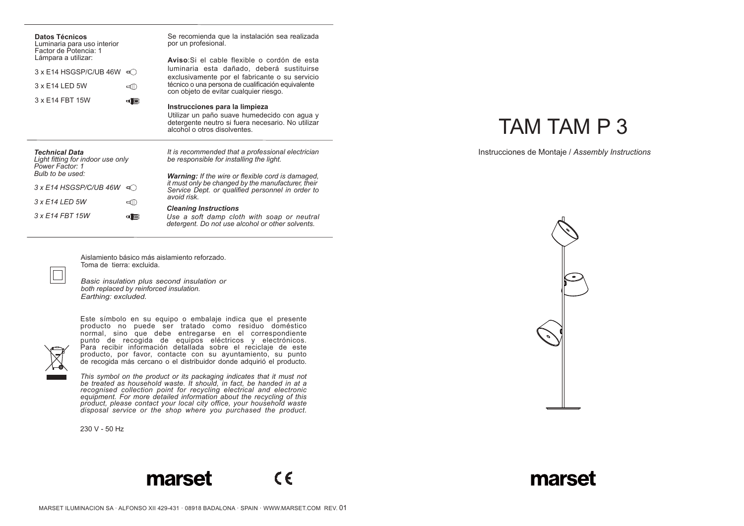# TAM TAM P 3

Instrucciones de Montaje / *Assembly Instructions*

marset

---

**Datos Técnicos**
Luminaria para uso interior
Factor de Potencia: 1
Lámpara a utilizar:

3 x E14 HSGSP/C/UB 46W

3 x E14 LED 5W

3 x E14 FBT 15W

Se recomienda que la instalación sea realizada por un profesional.

**Aviso**:Si el cable flexible o cordón de esta luminaria esta dañado, deberá sustituirse exclusivamente por el fabricante o su servicio técnico o una persona de cualificación equivalente con objeto de evitar cualquier riesgo.

**Instrucciones para la limpieza**
Utilizar un paño suave humedecido con agua y detergente neutro si fuera necesario. No utilizar alcohol o otros disolventes.

***Technical Data***
*Light fitting for indoor use only*
*Power Factor: 1*
*Bulb to be used:*

*3 x E14 HSGSP/C/UB 46W*

*3 x E14 LED 5W*

*3 x E14 FBT 15W*

*It is recommended that a professional electrician be responsible for installing the light.*

***Warning:** If the wire or flexible cord is damaged, it must only be changed by the manufacturer, their Service Dept. or qualified personnel in order to avoid risk.*

***Cleaning Instructions***
*Use a soft damp cloth with soap or neutral detergent. Do not use alcohol or other solvents.*

Aislamiento básico más aislamiento reforzado.
Toma de tierra: excluida.

*Basic insulation plus second insulation or both replaced by reinforced insulation.*
*Earthing: excluded.*

Este símbolo en su equipo o embalaje indica que el presente producto no puede ser tratado como residuo doméstico normal, sino que debe entregarse en el correspondiente punto de recogida de equipos eléctricos y electrónicos. Para recibir información detallada sobre el reciclaje de este producto, por favor, contacte con su ayuntamiento, su punto de recogida más cercano o el distribuidor donde adquirió el producto.

*This symbol on the product or its packaging indicates that it must not be treated as household waste. It should, in fact, be handed in at a recognised collection point for recycling electrical and electronic equipment. For more detailed information about the recycling of this product, please contact your local city office, your household waste disposal service or the shop where you purchased the product.*

230 V - 50 Hz

marset CE

MARSET ILUMINACION SA · ALFONSO XII 429-431 · 08918 BADALONA · SPAIN · WWW.MARSET.COM REV. 01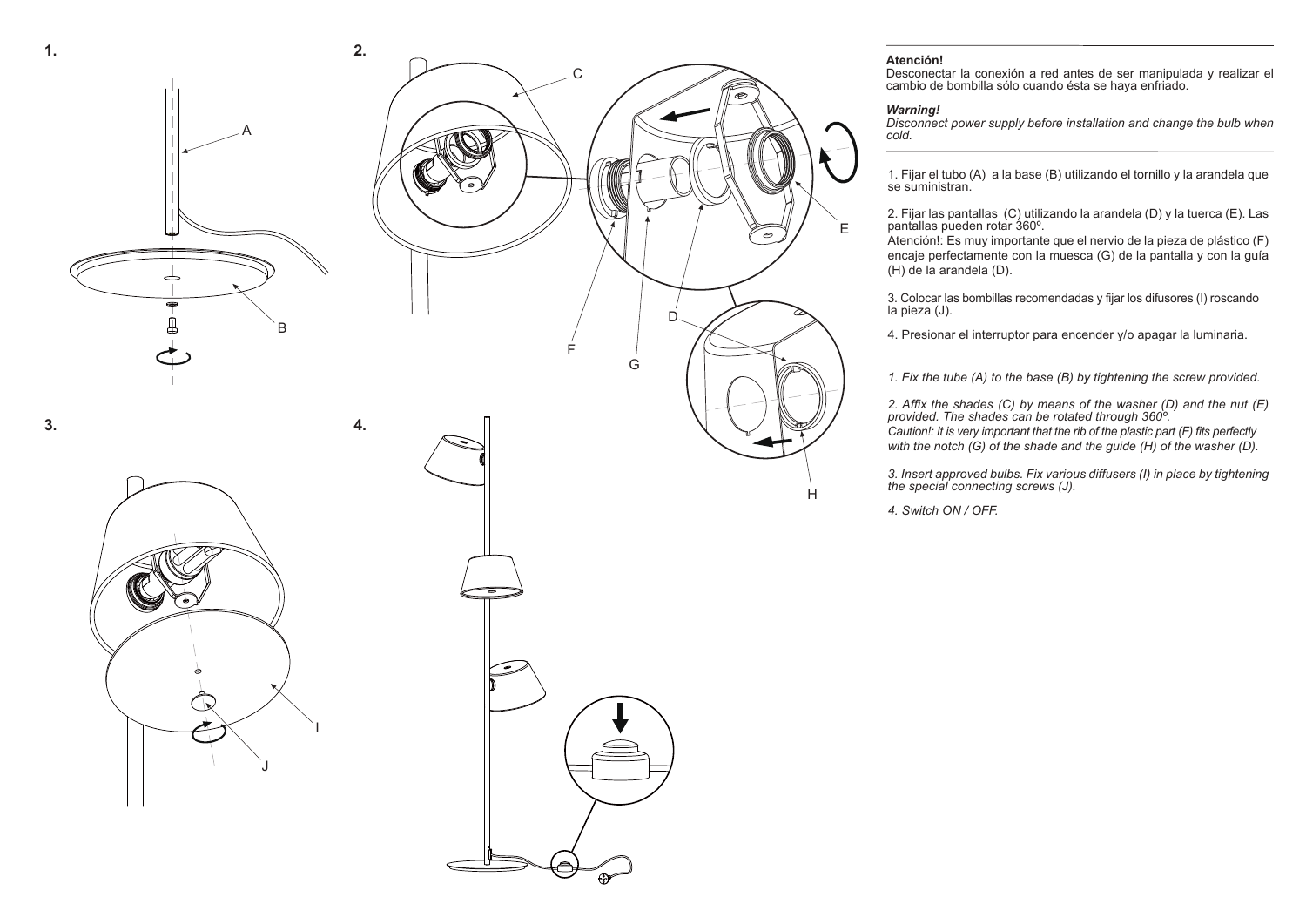**Atención!**
Desconectar la conexión a red antes de ser manipulada y realizar el cambio de bombilla sólo cuando ésta se haya enfriado.

***Warning!***
*Disconnect power supply before installation and change the bulb when cold.*

1. Fijar el tubo (A) a la base (B) utilizando el tornillo y la arandela que se suministran.

2. Fijar las pantallas (C) utilizando la arandela (D) y la tuerca (E). Las pantallas pueden rotar 360º.
Atención!: Es muy importante que el nervio de la pieza de plástico (F) encaje perfectamente con la muesca (G) de la pantalla y con la guía (H) de la arandela (D).

3. Colocar las bombillas recomendadas y fijar los difusores (I) roscando la pieza (J).

4. Presionar el interruptor para encender y/o apagar la luminaria.

*1. Fix the tube (A) to the base (B) by tightening the screw provided.*

*2. Affix the shades (C) by means of the washer (D) and the nut (E) provided. The shades can be rotated through 360º.*
*Caution!: It is very important that the rib of the plastic part (F) fits perfectly with the notch (G) of the shade and the guide (H) of the washer (D).*

*3. Insert approved bulbs. Fix various diffusers (I) in place by tightening the special connecting screws (J).*

*4. Switch ON / OFF.*